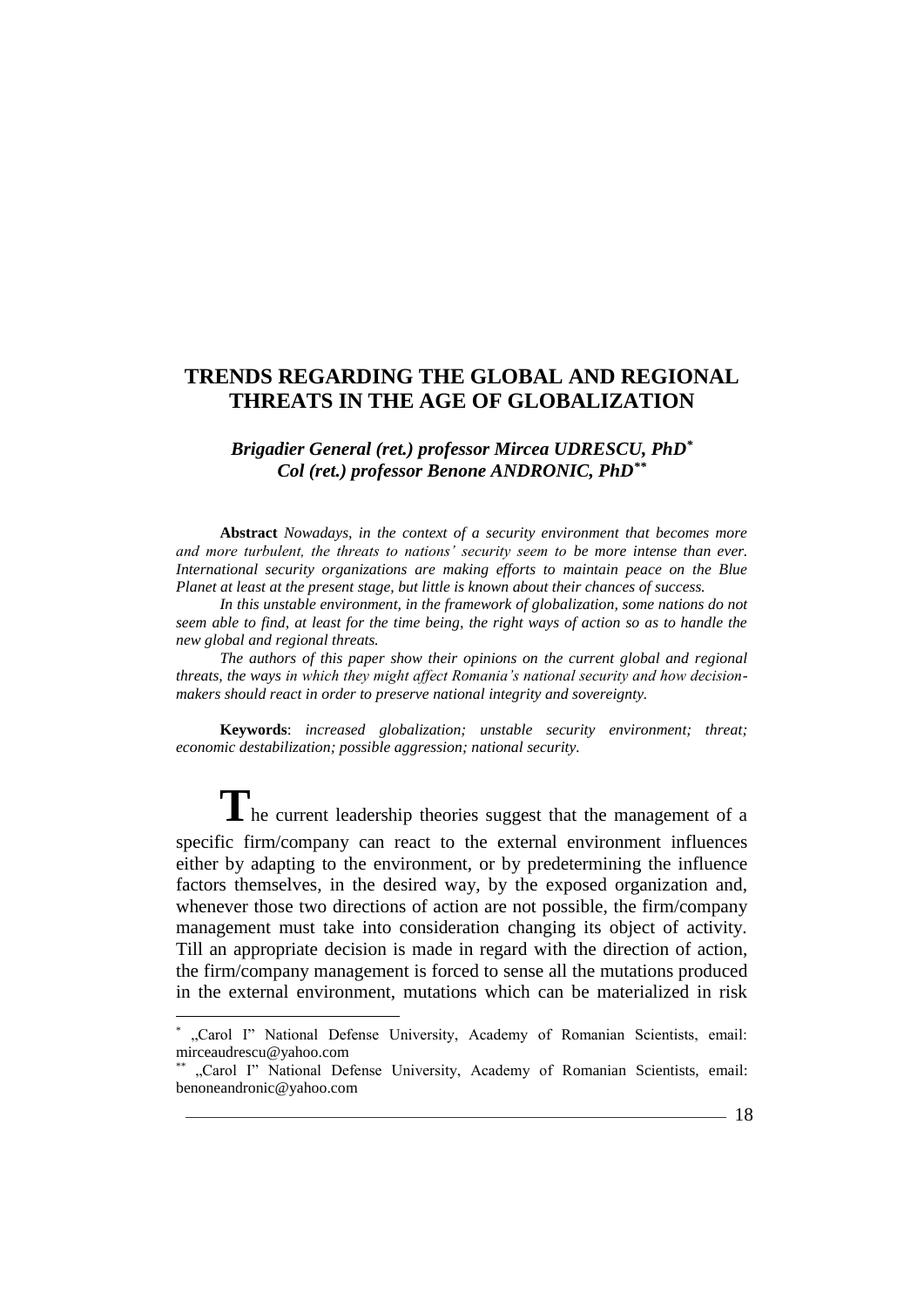# TRENDS REGARDING THE GLOBAL AND REGIONAL THREATS IN THE AGE OF GLOBALIZATION

***Brigadier General (ret.) professor Mircea UDRESCU, PhD[*]***
***Col (ret.) professor Benone ANDRONIC, PhD[**]***

**Abstract** *Nowadays, in the context of a security environment that becomes more and more turbulent, the threats to nations' security seem to be more intense than ever. International security organizations are making efforts to maintain peace on the Blue Planet at least at the present stage, but little is known about their chances of success.*

*In this unstable environment, in the framework of globalization, some nations do not seem able to find, at least for the time being, the right ways of action so as to handle the new global and regional threats.*

*The authors of this paper show their opinions on the current global and regional threats, the ways in which they might affect Romania's national security and how decision-makers should react in order to preserve national integrity and sovereignty.*

**Keywords**: *increased globalization; unstable security environment; threat; economic destabilization; possible aggression; national security.*

The current leadership theories suggest that the management of a specific firm/company can react to the external environment influences either by adapting to the environment, or by predetermining the influence factors themselves, in the desired way, by the exposed organization and, whenever those two directions of action are not possible, the firm/company management must take into consideration changing its object of activity. Till an appropriate decision is made in regard with the direction of action, the firm/company management is forced to sense all the mutations produced in the external environment, mutations which can be materialized in risk

---

[*] „Carol I" National Defense University, Academy of Romanian Scientists, email: mircea­udrescu@yahoo.com

[**] „Carol I" National Defense University, Academy of Romanian Scientists, email: benoneandronic@yahoo.com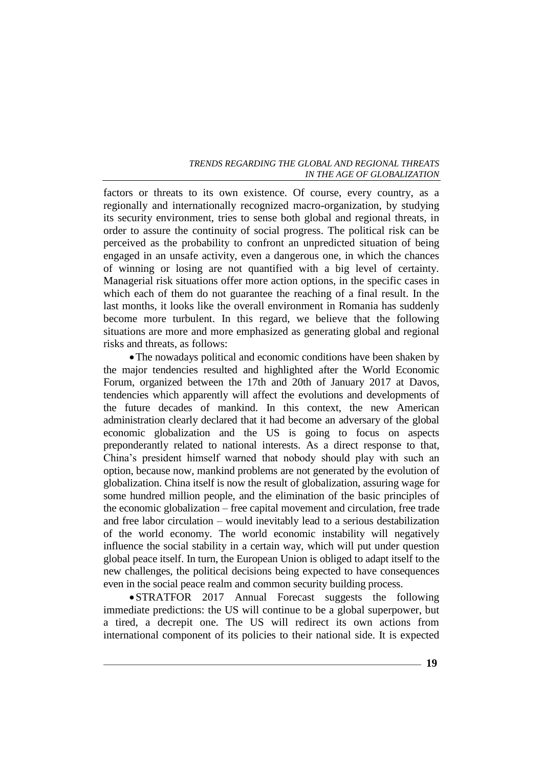factors or threats to its own existence. Of course, every country, as a regionally and internationally recognized macro-organization, by studying its security environment, tries to sense both global and regional threats, in order to assure the continuity of social progress. The political risk can be perceived as the probability to confront an unpredicted situation of being engaged in an unsafe activity, even a dangerous one, in which the chances of winning or losing are not quantified with a big level of certainty. Managerial risk situations offer more action options, in the specific cases in which each of them do not guarantee the reaching of a final result. In the last months, it looks like the overall environment in Romania has suddenly become more turbulent. In this regard, we believe that the following situations are more and more emphasized as generating global and regional risks and threats, as follows:

- The nowadays political and economic conditions have been shaken by the major tendencies resulted and highlighted after the World Economic Forum, organized between the 17th and 20th of January 2017 at Davos, tendencies which apparently will affect the evolutions and developments of the future decades of mankind. In this context, the new American administration clearly declared that it had become an adversary of the global economic globalization and the US is going to focus on aspects preponderantly related to national interests. As a direct response to that, China's president himself warned that nobody should play with such an option, because now, mankind problems are not generated by the evolution of globalization. China itself is now the result of globalization, assuring wage for some hundred million people, and the elimination of the basic principles of the economic globalization – free capital movement and circulation, free trade and free labor circulation – would inevitably lead to a serious destabilization of the world economy. The world economic instability will negatively influence the social stability in a certain way, which will put under question global peace itself. In turn, the European Union is obliged to adapt itself to the new challenges, the political decisions being expected to have consequences even in the social peace realm and common security building process.
- STRATFOR 2017 Annual Forecast suggests the following immediate predictions: the US will continue to be a global superpower, but a tired, a decrepit one. The US will redirect its own actions from international component of its policies to their national side. It is expected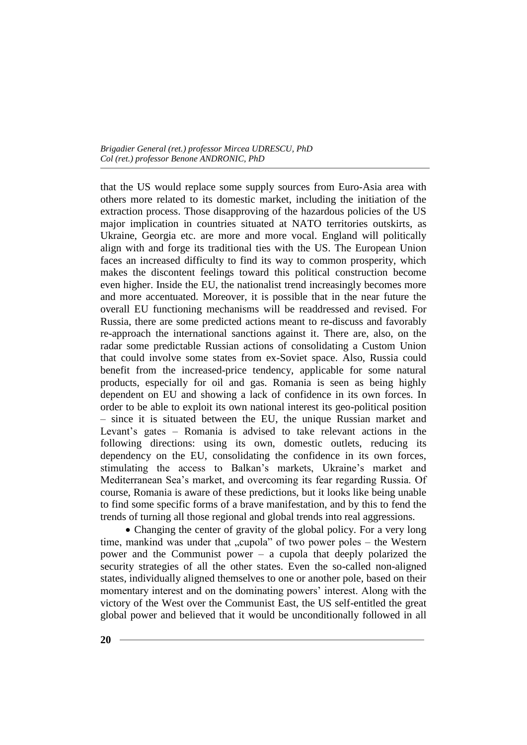that the US would replace some supply sources from Euro-Asia area with others more related to its domestic market, including the initiation of the extraction process. Those disapproving of the hazardous policies of the US major implication in countries situated at NATO territories outskirts, as Ukraine, Georgia etc. are more and more vocal. England will politically align with and forge its traditional ties with the US. The European Union faces an increased difficulty to find its way to common prosperity, which makes the discontent feelings toward this political construction become even higher. Inside the EU, the nationalist trend increasingly becomes more and more accentuated. Moreover, it is possible that in the near future the overall EU functioning mechanisms will be readdressed and revised. For Russia, there are some predicted actions meant to re-discuss and favorably re-approach the international sanctions against it. There are, also, on the radar some predictable Russian actions of consolidating a Custom Union that could involve some states from ex-Soviet space. Also, Russia could benefit from the increased-price tendency, applicable for some natural products, especially for oil and gas. Romania is seen as being highly dependent on EU and showing a lack of confidence in its own forces. In order to be able to exploit its own national interest its geo-political position – since it is situated between the EU, the unique Russian market and Levant's gates – Romania is advised to take relevant actions in the following directions: using its own, domestic outlets, reducing its dependency on the EU, consolidating the confidence in its own forces, stimulating the access to Balkan's markets, Ukraine's market and Mediterranean Sea's market, and overcoming its fear regarding Russia. Of course, Romania is aware of these predictions, but it looks like being unable to find some specific forms of a brave manifestation, and by this to fend the trends of turning all those regional and global trends into real aggressions.

- Changing the center of gravity of the global policy. For a very long time, mankind was under that „cupola" of two power poles – the Western power and the Communist power – a cupola that deeply polarized the security strategies of all the other states. Even the so-called non-aligned states, individually aligned themselves to one or another pole, based on their momentary interest and on the dominating powers' interest. Along with the victory of the West over the Communist East, the US self-entitled the great global power and believed that it would be unconditionally followed in all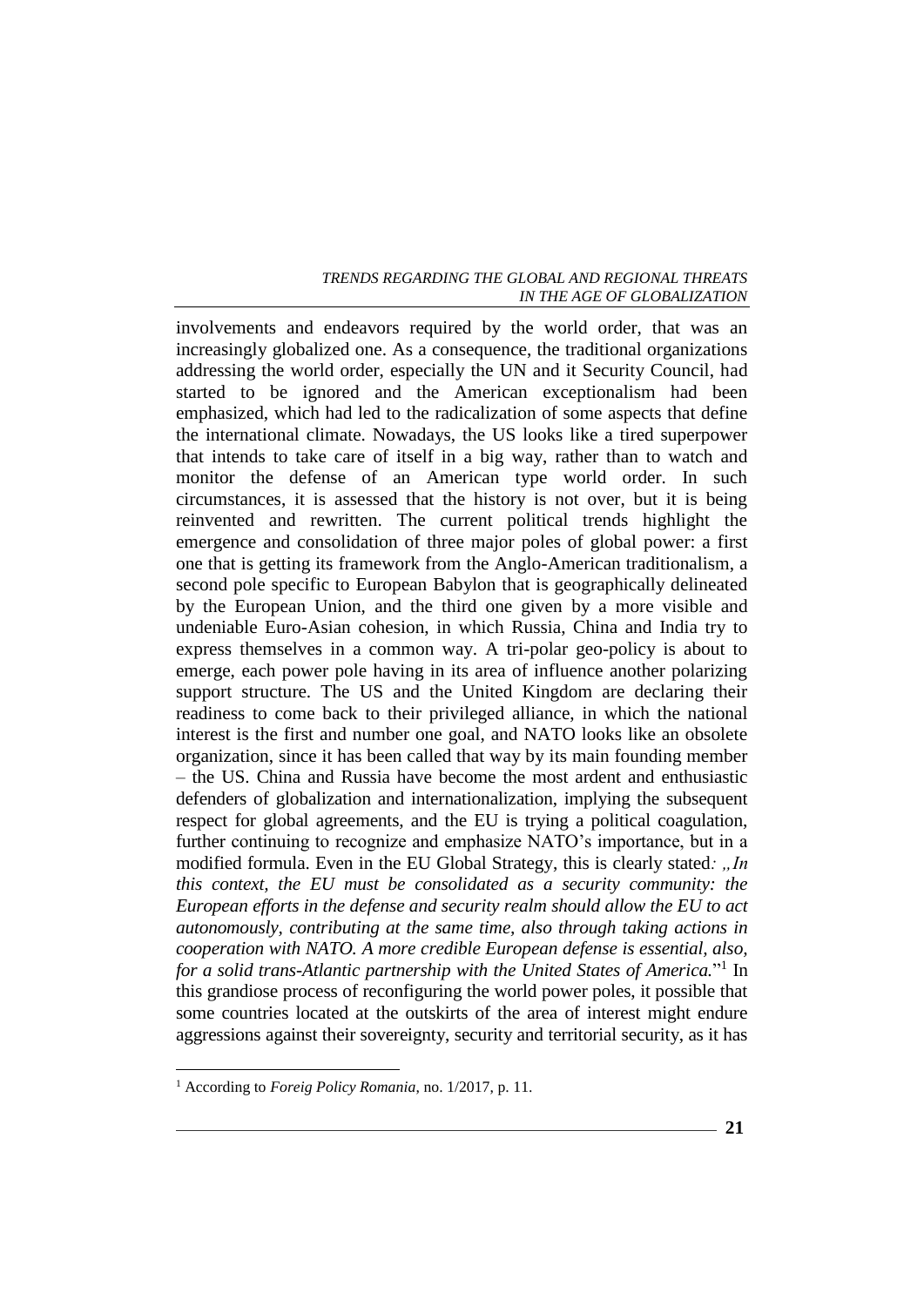involvements and endeavors required by the world order, that was an increasingly globalized one. As a consequence, the traditional organizations addressing the world order, especially the UN and it Security Council, had started to be ignored and the American exceptionalism had been emphasized, which had led to the radicalization of some aspects that define the international climate. Nowadays, the US looks like a tired superpower that intends to take care of itself in a big way, rather than to watch and monitor the defense of an American type world order. In such circumstances, it is assessed that the history is not over, but it is being reinvented and rewritten. The current political trends highlight the emergence and consolidation of three major poles of global power: a first one that is getting its framework from the Anglo-American traditionalism, a second pole specific to European Babylon that is geographically delineated by the European Union, and the third one given by a more visible and undeniable Euro-Asian cohesion, in which Russia, China and India try to express themselves in a common way. A tri-polar geo-policy is about to emerge, each power pole having in its area of influence another polarizing support structure. The US and the United Kingdom are declaring their readiness to come back to their privileged alliance, in which the national interest is the first and number one goal, and NATO looks like an obsolete organization, since it has been called that way by its main founding member – the US. China and Russia have become the most ardent and enthusiastic defenders of globalization and internationalization, implying the subsequent respect for global agreements, and the EU is trying a political coagulation, further continuing to recognize and emphasize NATO's importance, but in a modified formula. Even in the EU Global Strategy, this is clearly stated: *„In this context, the EU must be consolidated as a security community: the European efforts in the defense and security realm should allow the EU to act autonomously, contributing at the same time, also through taking actions in cooperation with NATO. A more credible European defense is essential, also, for a solid trans-Atlantic partnership with the United States of America.*"[1] In this grandiose process of reconfiguring the world power poles, it possible that some countries located at the outskirts of the area of interest might endure aggressions against their sovereignty, security and territorial security, as it has

[1] According to *Foreig Policy Romania*, no. 1/2017, p. 11.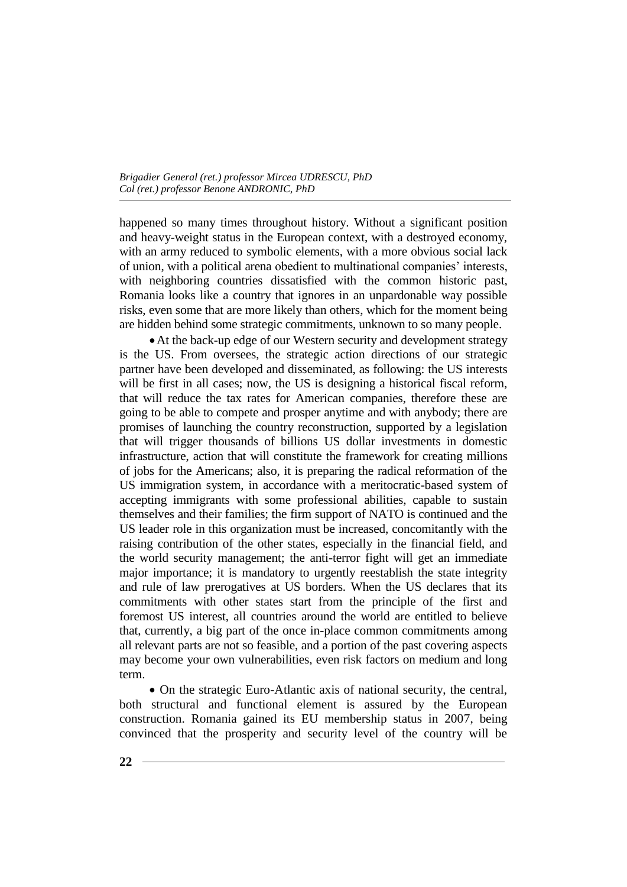happened so many times throughout history. Without a significant position and heavy-weight status in the European context, with a destroyed economy, with an army reduced to symbolic elements, with a more obvious social lack of union, with a political arena obedient to multinational companies' interests, with neighboring countries dissatisfied with the common historic past, Romania looks like a country that ignores in an unpardonable way possible risks, even some that are more likely than others, which for the moment being are hidden behind some strategic commitments, unknown to so many people.

- At the back-up edge of our Western security and development strategy is the US. From oversees, the strategic action directions of our strategic partner have been developed and disseminated, as following: the US interests will be first in all cases; now, the US is designing a historical fiscal reform, that will reduce the tax rates for American companies, therefore these are going to be able to compete and prosper anytime and with anybody; there are promises of launching the country reconstruction, supported by a legislation that will trigger thousands of billions US dollar investments in domestic infrastructure, action that will constitute the framework for creating millions of jobs for the Americans; also, it is preparing the radical reformation of the US immigration system, in accordance with a meritocratic-based system of accepting immigrants with some professional abilities, capable to sustain themselves and their families; the firm support of NATO is continued and the US leader role in this organization must be increased, concomitantly with the raising contribution of the other states, especially in the financial field, and the world security management; the anti-terror fight will get an immediate major importance; it is mandatory to urgently reestablish the state integrity and rule of law prerogatives at US borders. When the US declares that its commitments with other states start from the principle of the first and foremost US interest, all countries around the world are entitled to believe that, currently, a big part of the once in-place common commitments among all relevant parts are not so feasible, and a portion of the past covering aspects may become your own vulnerabilities, even risk factors on medium and long term.

- On the strategic Euro-Atlantic axis of national security, the central, both structural and functional element is assured by the European construction. Romania gained its EU membership status in 2007, being convinced that the prosperity and security level of the country will be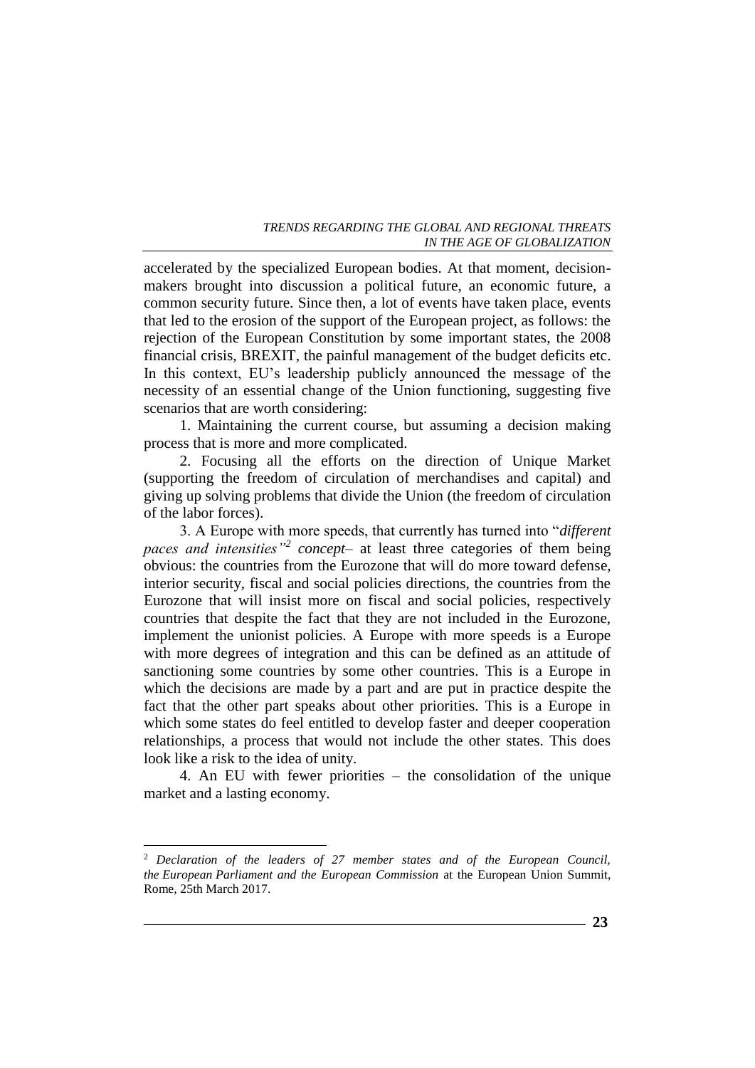accelerated by the specialized European bodies. At that moment, decision-makers brought into discussion a political future, an economic future, a common security future. Since then, a lot of events have taken place, events that led to the erosion of the support of the European project, as follows: the rejection of the European Constitution by some important states, the 2008 financial crisis, BREXIT, the painful management of the budget deficits etc. In this context, EU's leadership publicly announced the message of the necessity of an essential change of the Union functioning, suggesting five scenarios that are worth considering:

1. Maintaining the current course, but assuming a decision making process that is more and more complicated.

2. Focusing all the efforts on the direction of Unique Market (supporting the freedom of circulation of merchandises and capital) and giving up solving problems that divide the Union (the freedom of circulation of the labor forces).

3. A Europe with more speeds, that currently has turned into "*different paces and intensities*"[2] *concept*– at least three categories of them being obvious: the countries from the Eurozone that will do more toward defense, interior security, fiscal and social policies directions, the countries from the Eurozone that will insist more on fiscal and social policies, respectively countries that despite the fact that they are not included in the Eurozone, implement the unionist policies. A Europe with more speeds is a Europe with more degrees of integration and this can be defined as an attitude of sanctioning some countries by some other countries. This is a Europe in which the decisions are made by a part and are put in practice despite the fact that the other part speaks about other priorities. This is a Europe in which some states do feel entitled to develop faster and deeper cooperation relationships, a process that would not include the other states. This does look like a risk to the idea of unity.

4. An EU with fewer priorities – the consolidation of the unique market and a lasting economy.

---

[2] *Declaration of the leaders of 27 member states and of the European Council, the European Parliament and the European Commission* at the European Union Summit, Rome, 25th March 2017.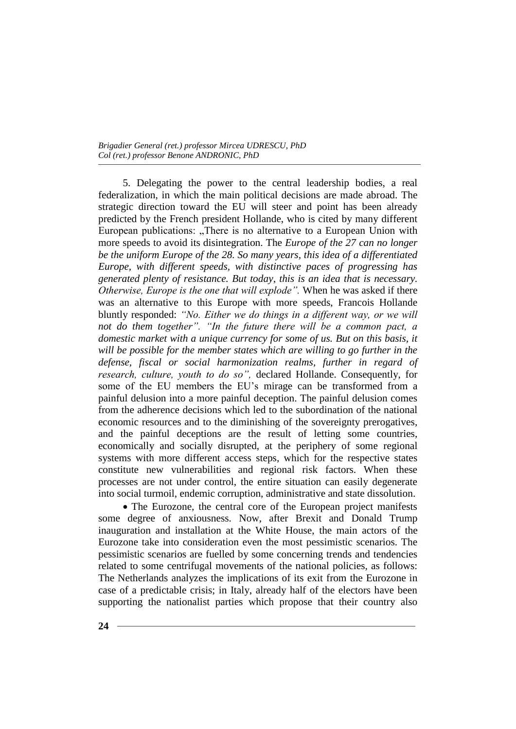5. Delegating the power to the central leadership bodies, a real federalization, in which the main political decisions are made abroad. The strategic direction toward the EU will steer and point has been already predicted by the French president Hollande, who is cited by many different European publications: „There is no alternative to a European Union with more speeds to avoid its disintegration. The *Europe of the 27 can no longer be the uniform Europe of the 28. So many years, this idea of a differentiated Europe, with different speeds, with distinctive paces of progressing has generated plenty of resistance. But today, this is an idea that is necessary. Otherwise, Europe is the one that will explode".* When he was asked if there was an alternative to this Europe with more speeds, Francois Hollande bluntly responded: *"No. Either we do things in a different way, or we will not do them together". "In the future there will be a common pact, a domestic market with a unique currency for some of us. But on this basis, it will be possible for the member states which are willing to go further in the defense, fiscal or social harmonization realms, further in regard of research, culture, youth to do so",* declared Hollande. Consequently, for some of the EU members the EU's mirage can be transformed from a painful delusion into a more painful deception. The painful delusion comes from the adherence decisions which led to the subordination of the national economic resources and to the diminishing of the sovereignty prerogatives, and the painful deceptions are the result of letting some countries, economically and socially disrupted, at the periphery of some regional systems with more different access steps, which for the respective states constitute new vulnerabilities and regional risk factors. When these processes are not under control, the entire situation can easily degenerate into social turmoil, endemic corruption, administrative and state dissolution.

- The Eurozone, the central core of the European project manifests some degree of anxiousness. Now, after Brexit and Donald Trump inauguration and installation at the White House, the main actors of the Eurozone take into consideration even the most pessimistic scenarios. The pessimistic scenarios are fuelled by some concerning trends and tendencies related to some centrifugal movements of the national policies, as follows: The Netherlands analyzes the implications of its exit from the Eurozone in case of a predictable crisis; in Italy, already half of the electors have been supporting the nationalist parties which propose that their country also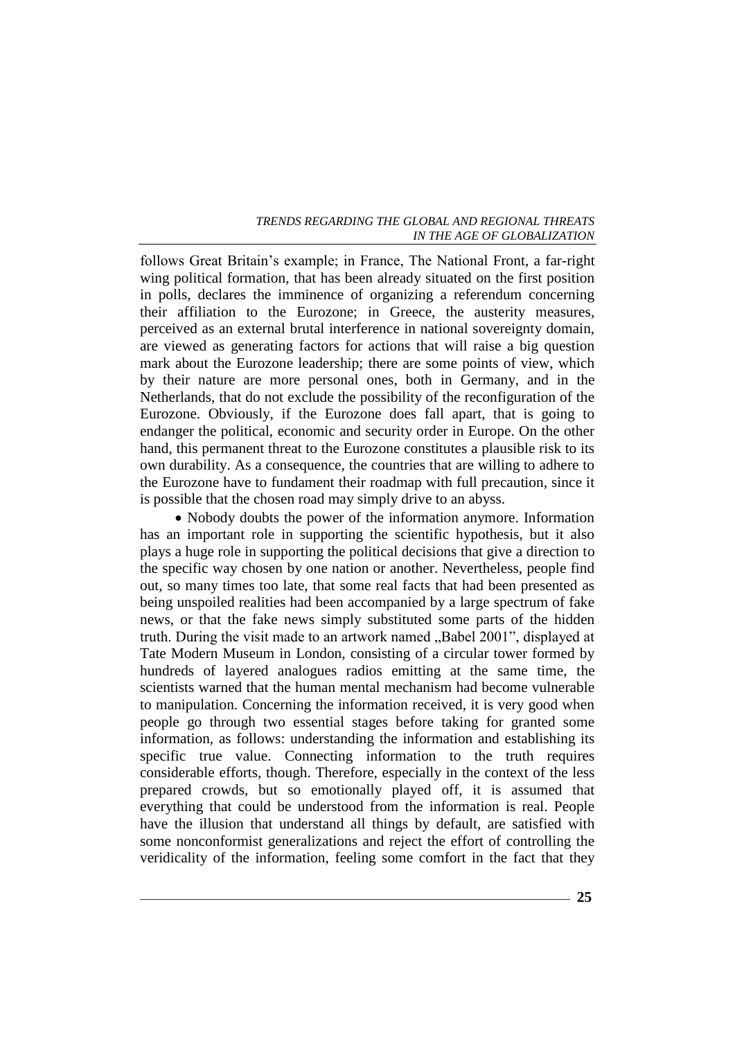follows Great Britain's example; in France, The National Front, a far-right wing political formation, that has been already situated on the first position in polls, declares the imminence of organizing a referendum concerning their affiliation to the Eurozone; in Greece, the austerity measures, perceived as an external brutal interference in national sovereignty domain, are viewed as generating factors for actions that will raise a big question mark about the Eurozone leadership; there are some points of view, which by their nature are more personal ones, both in Germany, and in the Netherlands, that do not exclude the possibility of the reconfiguration of the Eurozone. Obviously, if the Eurozone does fall apart, that is going to endanger the political, economic and security order in Europe. On the other hand, this permanent threat to the Eurozone constitutes a plausible risk to its own durability. As a consequence, the countries that are willing to adhere to the Eurozone have to fundament their roadmap with full precaution, since it is possible that the chosen road may simply drive to an abyss.

- Nobody doubts the power of the information anymore. Information has an important role in supporting the scientific hypothesis, but it also plays a huge role in supporting the political decisions that give a direction to the specific way chosen by one nation or another. Nevertheless, people find out, so many times too late, that some real facts that had been presented as being unspoiled realities had been accompanied by a large spectrum of fake news, or that the fake news simply substituted some parts of the hidden truth. During the visit made to an artwork named „Babel 2001", displayed at Tate Modern Museum in London, consisting of a circular tower formed by hundreds of layered analogues radios emitting at the same time, the scientists warned that the human mental mechanism had become vulnerable to manipulation. Concerning the information received, it is very good when people go through two essential stages before taking for granted some information, as follows: understanding the information and establishing its specific true value. Connecting information to the truth requires considerable efforts, though. Therefore, especially in the context of the less prepared crowds, but so emotionally played off, it is assumed that everything that could be understood from the information is real. People have the illusion that understand all things by default, are satisfied with some nonconformist generalizations and reject the effort of controlling the veridicality of the information, feeling some comfort in the fact that they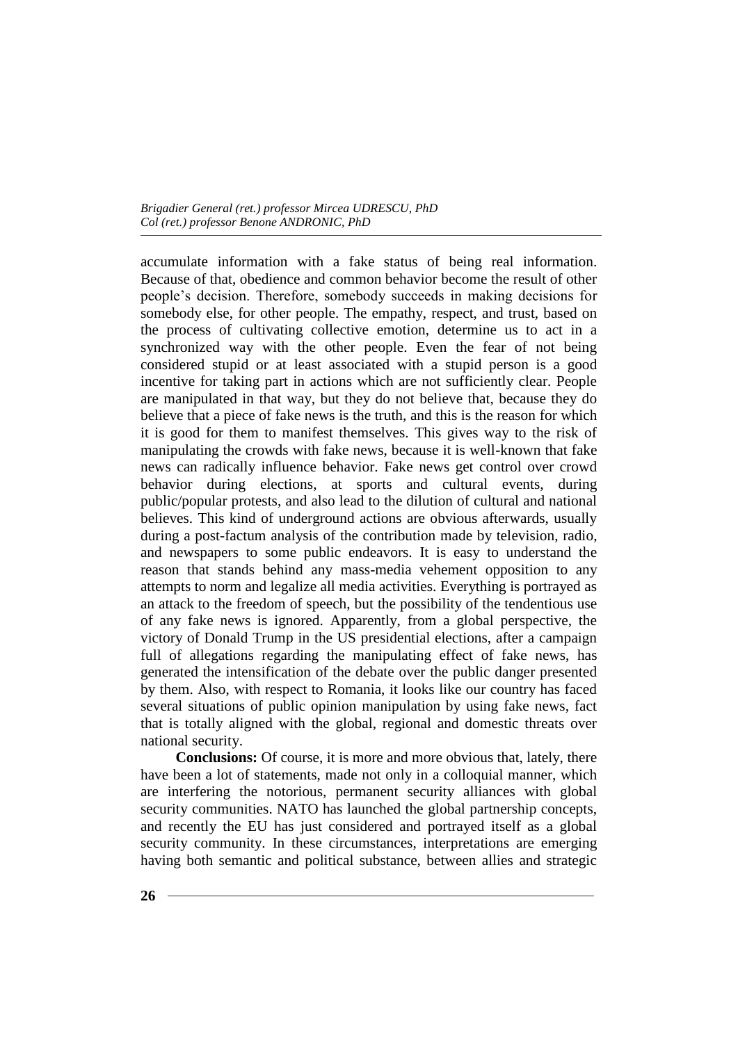accumulate information with a fake status of being real information. Because of that, obedience and common behavior become the result of other people's decision. Therefore, somebody succeeds in making decisions for somebody else, for other people. The empathy, respect, and trust, based on the process of cultivating collective emotion, determine us to act in a synchronized way with the other people. Even the fear of not being considered stupid or at least associated with a stupid person is a good incentive for taking part in actions which are not sufficiently clear. People are manipulated in that way, but they do not believe that, because they do believe that a piece of fake news is the truth, and this is the reason for which it is good for them to manifest themselves. This gives way to the risk of manipulating the crowds with fake news, because it is well-known that fake news can radically influence behavior. Fake news get control over crowd behavior during elections, at sports and cultural events, during public/popular protests, and also lead to the dilution of cultural and national believes. This kind of underground actions are obvious afterwards, usually during a post-factum analysis of the contribution made by television, radio, and newspapers to some public endeavors. It is easy to understand the reason that stands behind any mass-media vehement opposition to any attempts to norm and legalize all media activities. Everything is portrayed as an attack to the freedom of speech, but the possibility of the tendentious use of any fake news is ignored. Apparently, from a global perspective, the victory of Donald Trump in the US presidential elections, after a campaign full of allegations regarding the manipulating effect of fake news, has generated the intensification of the debate over the public danger presented by them. Also, with respect to Romania, it looks like our country has faced several situations of public opinion manipulation by using fake news, fact that is totally aligned with the global, regional and domestic threats over national security.

**Conclusions:** Of course, it is more and more obvious that, lately, there have been a lot of statements, made not only in a colloquial manner, which are interfering the notorious, permanent security alliances with global security communities. NATO has launched the global partnership concepts, and recently the EU has just considered and portrayed itself as a global security community. In these circumstances, interpretations are emerging having both semantic and political substance, between allies and strategic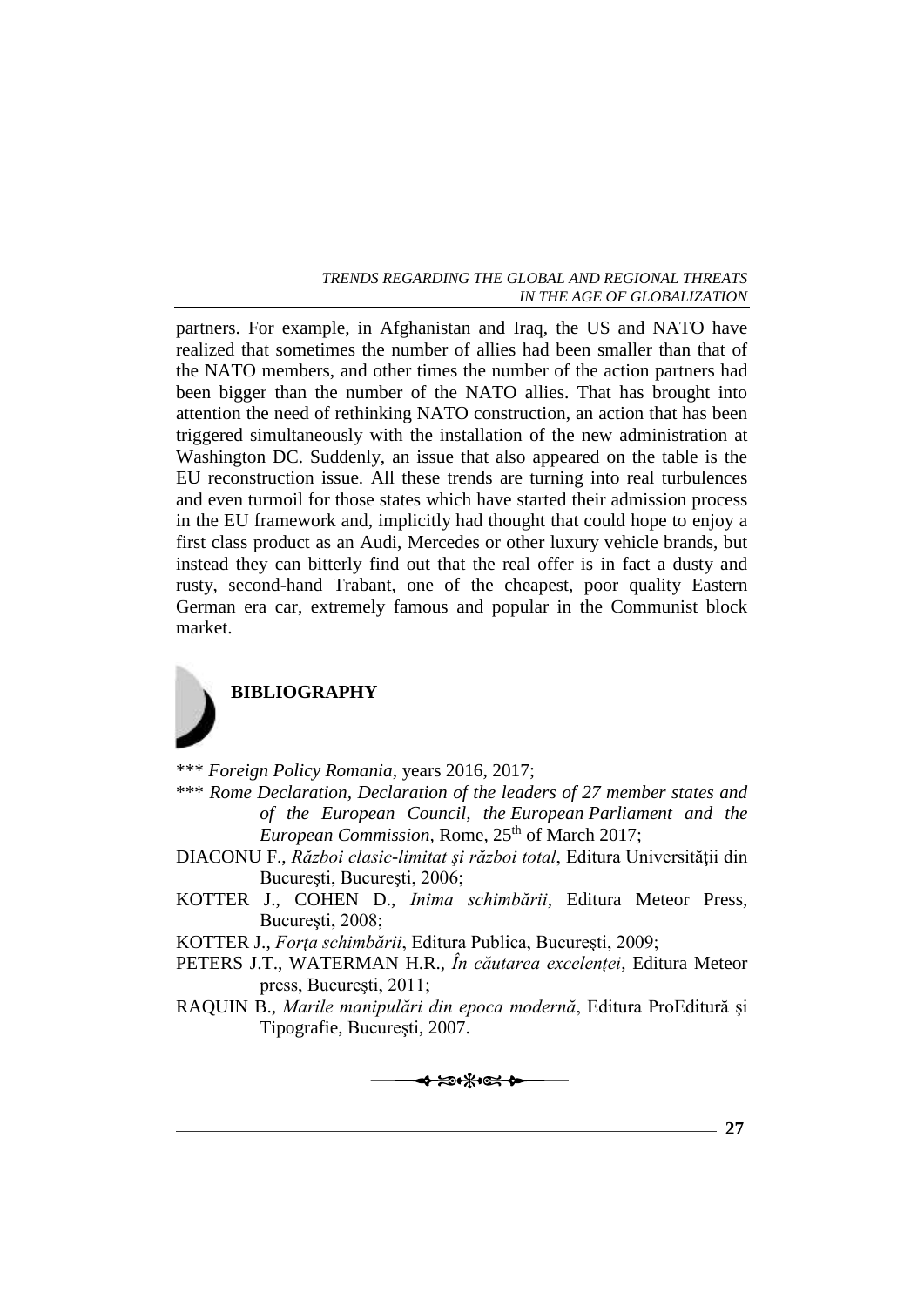partners. For example, in Afghanistan and Iraq, the US and NATO have realized that sometimes the number of allies had been smaller than that of the NATO members, and other times the number of the action partners had been bigger than the number of the NATO allies. That has brought into attention the need of rethinking NATO construction, an action that has been triggered simultaneously with the installation of the new administration at Washington DC. Suddenly, an issue that also appeared on the table is the EU reconstruction issue. All these trends are turning into real turbulences and even turmoil for those states which have started their admission process in the EU framework and, implicitly had thought that could hope to enjoy a first class product as an Audi, Mercedes or other luxury vehicle brands, but instead they can bitterly find out that the real offer is in fact a dusty and rusty, second-hand Trabant, one of the cheapest, poor quality Eastern German era car, extremely famous and popular in the Communist block market.

## BIBLIOGRAPHY

*** *Foreign Policy Romania*, years 2016, 2017;

*** *Rome Declaration, Declaration of the leaders of 27 member states and of the European Council, the European Parliament and the European Commission*, Rome, 25th of March 2017;

DIACONU F., *Război clasic-limitat şi război total*, Editura Universităţii din Bucureşti, Bucureşti, 2006;

KOTTER J., COHEN D., *Inima schimbării*, Editura Meteor Press, Bucureşti, 2008;

KOTTER J., *Forţa schimbării*, Editura Publica, Bucureşti, 2009;

PETERS J.T., WATERMAN H.R., *În căutarea excelenţei*, Editura Meteor press, Bucureşti, 2011;

RAQUIN B., *Marile manipulări din epoca modernă*, Editura ProEditură şi Tipografie, Bucureşti, 2007.